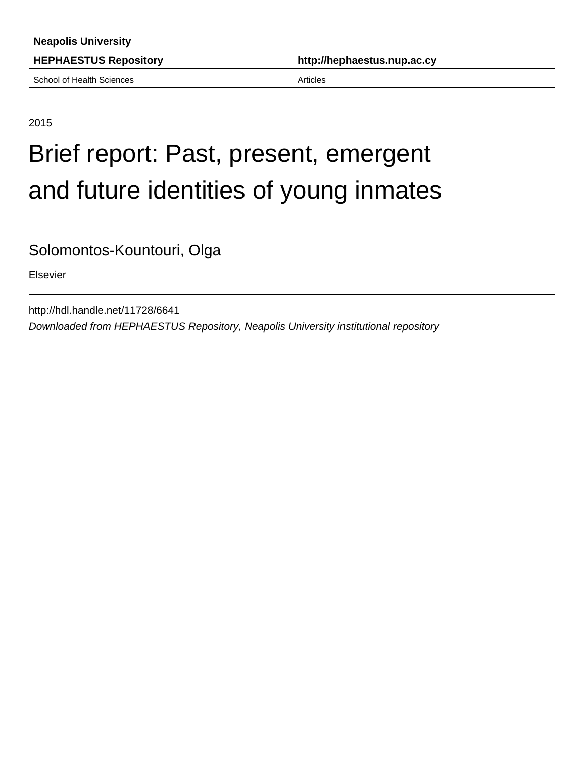**Neapolis University**

**HEPHAESTUS Repository** | **http://hephaestus.nup.ac.cy**

School of Health Sciences | Articles

2015

# Brief report: Past, present, emergent and future identities of young inmates

Solomontos-Kountouri, Olga

Elsevier

http://hdl.handle.net/11728/6641

*Downloaded from HEPHAESTUS Repository, Neapolis University institutional repository*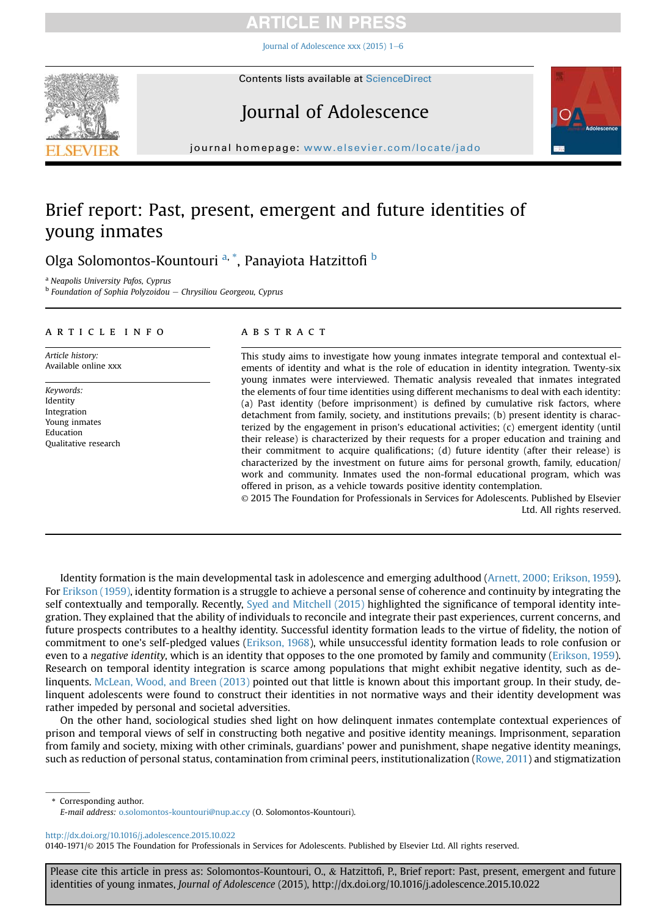# Brief report: Past, present, emergent and future identities of young inmates

Olga Solomontos-Kountouri [a, *], Panayiota Hatzittofi [b]

[a] *Neapolis University Pafos, Cyprus*
[b] *Foundation of Sophia Polyzoidou — Chrysiliou Georgeou, Cyprus*

## ARTICLE INFO

*Article history:*
Available online xxx

*Keywords:*
Identity
Integration
Young inmates
Education
Qualitative research

## ABSTRACT

This study aims to investigate how young inmates integrate temporal and contextual elements of identity and what is the role of education in identity integration. Twenty-six young inmates were interviewed. Thematic analysis revealed that inmates integrated the elements of four time identities using different mechanisms to deal with each identity: (a) Past identity (before imprisonment) is defined by cumulative risk factors, where detachment from family, society, and institutions prevails; (b) present identity is characterized by the engagement in prison's educational activities; (c) emergent identity (until their release) is characterized by their requests for a proper education and training and their commitment to acquire qualifications; (d) future identity (after their release) is characterized by the investment on future aims for personal growth, family, education/work and community. Inmates used the non-formal educational program, which was offered in prison, as a vehicle towards positive identity contemplation.

© 2015 The Foundation for Professionals in Services for Adolescents. Published by Elsevier Ltd. All rights reserved.

Identity formation is the main developmental task in adolescence and emerging adulthood (Arnett, 2000; Erikson, 1959). For Erikson (1959), identity formation is a struggle to achieve a personal sense of coherence and continuity by integrating the self contextually and temporally. Recently, Syed and Mitchell (2015) highlighted the significance of temporal identity integration. They explained that the ability of individuals to reconcile and integrate their past experiences, current concerns, and future prospects contributes to a healthy identity. Successful identity formation leads to the virtue of fidelity, the notion of commitment to one's self-pledged values (Erikson, 1968), while unsuccessful identity formation leads to role confusion or even to a *negative identity*, which is an identity that opposes to the one promoted by family and community (Erikson, 1959). Research on temporal identity integration is scarce among populations that might exhibit negative identity, such as delinquents. McLean, Wood, and Breen (2013) pointed out that little is known about this important group. In their study, delinquent adolescents were found to construct their identities in not normative ways and their identity development was rather impeded by personal and societal adversities.

On the other hand, sociological studies shed light on how delinquent inmates contemplate contextual experiences of prison and temporal views of self in constructing both negative and positive identity meanings. Imprisonment, separation from family and society, mixing with other criminals, guardians' power and punishment, shape negative identity meanings, such as reduction of personal status, contamination from criminal peers, institutionalization (Rowe, 2011) and stigmatization

\* Corresponding author.
*E-mail address:* o.solomontos-kountouri@nup.ac.cy (O. Solomontos-Kountouri).

http://dx.doi.org/10.1016/j.adolescence.2015.10.022
0140-1971/© 2015 The Foundation for Professionals in Services for Adolescents. Published by Elsevier Ltd. All rights reserved.

Please cite this article in press as: Solomontos-Kountouri, O., & Hatzittofi, P., Brief report: Past, present, emergent and future identities of young inmates, *Journal of Adolescence* (2015), http://dx.doi.org/10.1016/j.adolescence.2015.10.022